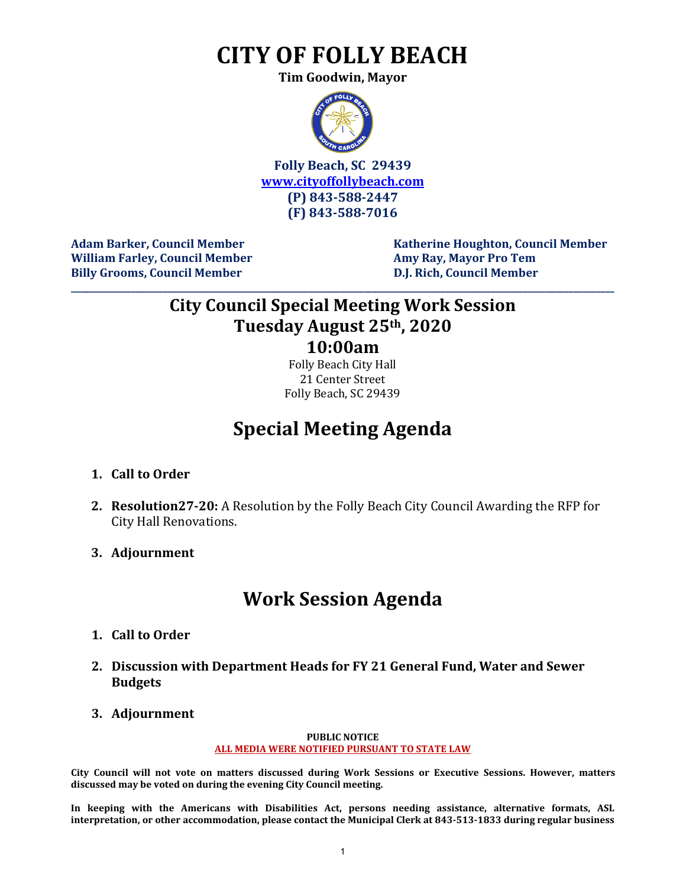# CITY OF FOLLY BEACH

**Tim Goodwin, Mayor**

**Folly Beach, SC 29439**
**www.cityoffollybeach.com**
**(P) 843-588-2447**
**(F) 843-588-7016**

**Adam Barker, Council Member**
**William Farley, Council Member**
**Billy Grooms, Council Member**
**Katherine Houghton, Council Member**
**Amy Ray, Mayor Pro Tem**
**D.J. Rich, Council Member**

---

## City Council Special Meeting Work Session
## Tuesday August 25th, 2020
## 10:00am

Folly Beach City Hall
21 Center Street
Folly Beach, SC 29439

# Special Meeting Agenda

1. **Call to Order**
2. **Resolution27-20:** A Resolution by the Folly Beach City Council Awarding the RFP for City Hall Renovations.
3. **Adjournment**

# Work Session Agenda

1. **Call to Order**
2. **Discussion with Department Heads for FY 21 General Fund, Water and Sewer Budgets**
3. **Adjournment**

**PUBLIC NOTICE**
**ALL MEDIA WERE NOTIFIED PURSUANT TO STATE LAW**

**City Council will not vote on matters discussed during Work Sessions or Executive Sessions. However, matters discussed may be voted on during the evening City Council meeting.**

**In keeping with the Americans with Disabilities Act, persons needing assistance, alternative formats, ASL interpretation, or other accommodation, please contact the Municipal Clerk at 843-513-1833 during regular business**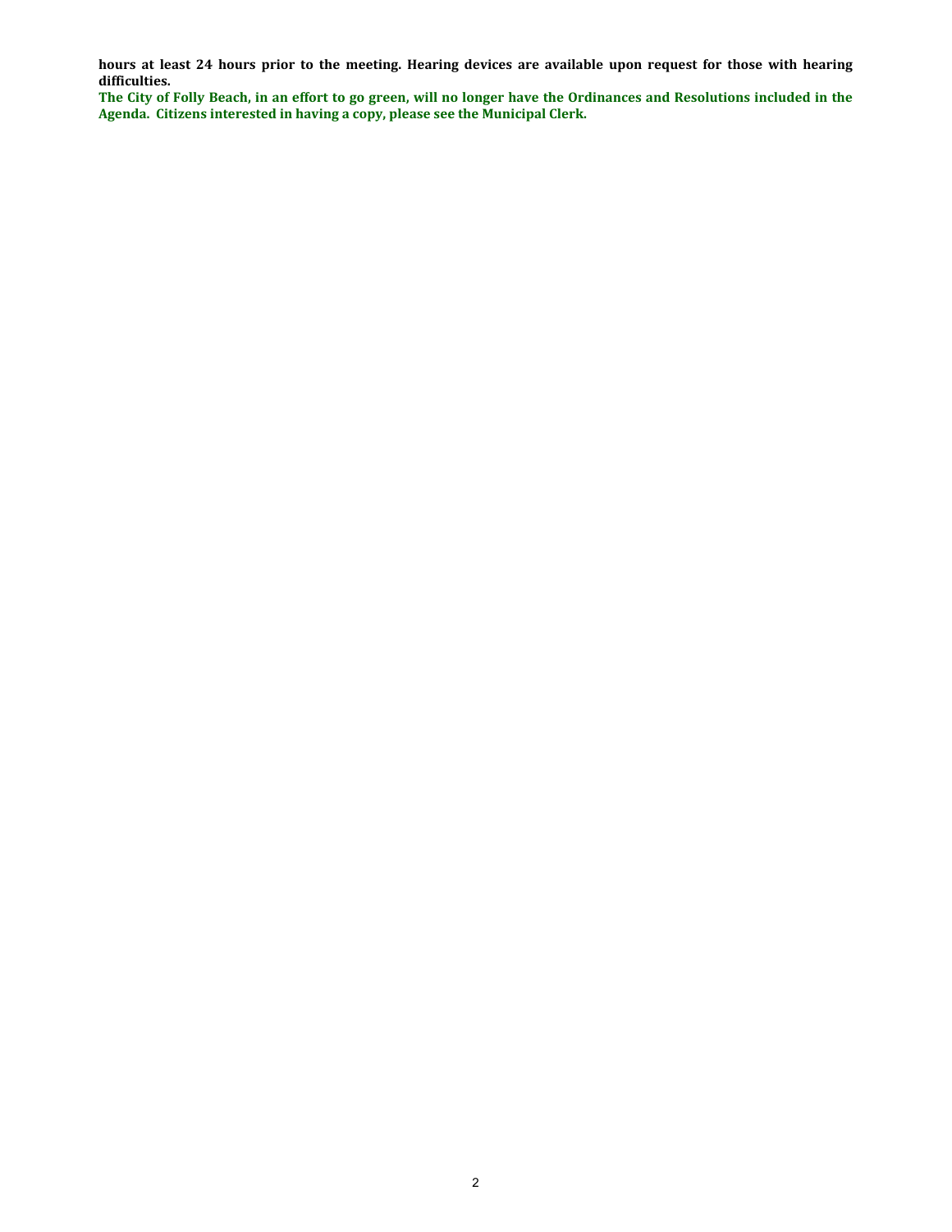**hours at least 24 hours prior to the meeting. Hearing devices are available upon request for those with hearing difficulties.**

**The City of Folly Beach, in an effort to go green, will no longer have the Ordinances and Resolutions included in the Agenda. Citizens interested in having a copy, please see the Municipal Clerk.**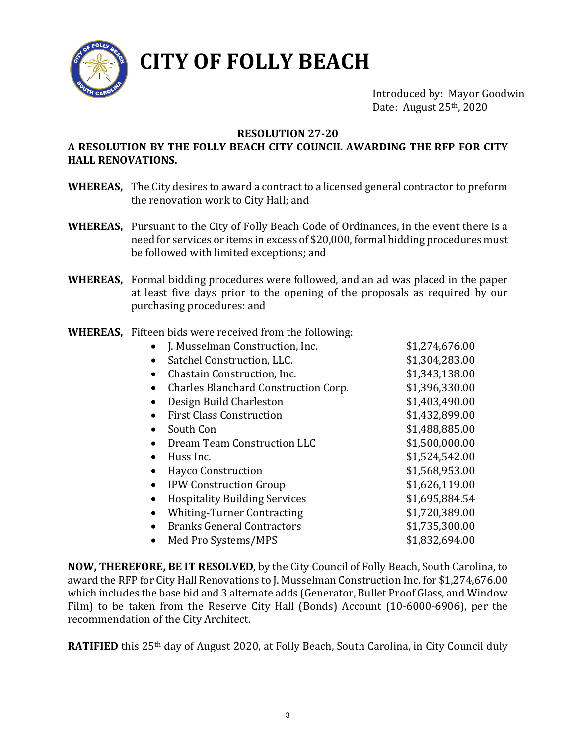# CITY OF FOLLY BEACH

Introduced by: Mayor Goodwin
Date: August 25th, 2020

**RESOLUTION 27-20**

**A RESOLUTION BY THE FOLLY BEACH CITY COUNCIL AWARDING THE RFP FOR CITY HALL RENOVATIONS.**

**WHEREAS,** The City desires to award a contract to a licensed general contractor to preform the renovation work to City Hall; and

**WHEREAS,** Pursuant to the City of Folly Beach Code of Ordinances, in the event there is a need for services or items in excess of $20,000, formal bidding procedures must be followed with limited exceptions; and

**WHEREAS,** Formal bidding procedures were followed, and an ad was placed in the paper at least five days prior to the opening of the proposals as required by our purchasing procedures: and

**WHEREAS,** Fifteen bids were received from the following:

- J. Musselman Construction, Inc. $1,274,676.00
- Satchel Construction, LLC. $1,304,283.00
- Chastain Construction, Inc. $1,343,138.00
- Charles Blanchard Construction Corp. $1,396,330.00
- Design Build Charleston $1,403,490.00
- First Class Construction $1,432,899.00
- South Con $1,488,885.00
- Dream Team Construction LLC $1,500,000.00
- Huss Inc. $1,524,542.00
- Hayco Construction $1,568,953.00
- IPW Construction Group $1,626,119.00
- Hospitality Building Services $1,695,884.54
- Whiting-Turner Contracting $1,720,389.00
- Branks General Contractors $1,735,300.00
- Med Pro Systems/MPS $1,832,694.00

**NOW, THEREFORE, BE IT RESOLVED**, by the City Council of Folly Beach, South Carolina, to award the RFP for City Hall Renovations to J. Musselman Construction Inc. for $1,274,676.00 which includes the base bid and 3 alternate adds (Generator, Bullet Proof Glass, and Window Film) to be taken from the Reserve City Hall (Bonds) Account (10-6000-6906), per the recommendation of the City Architect.

**RATIFIED** this 25th day of August 2020, at Folly Beach, South Carolina, in City Council duly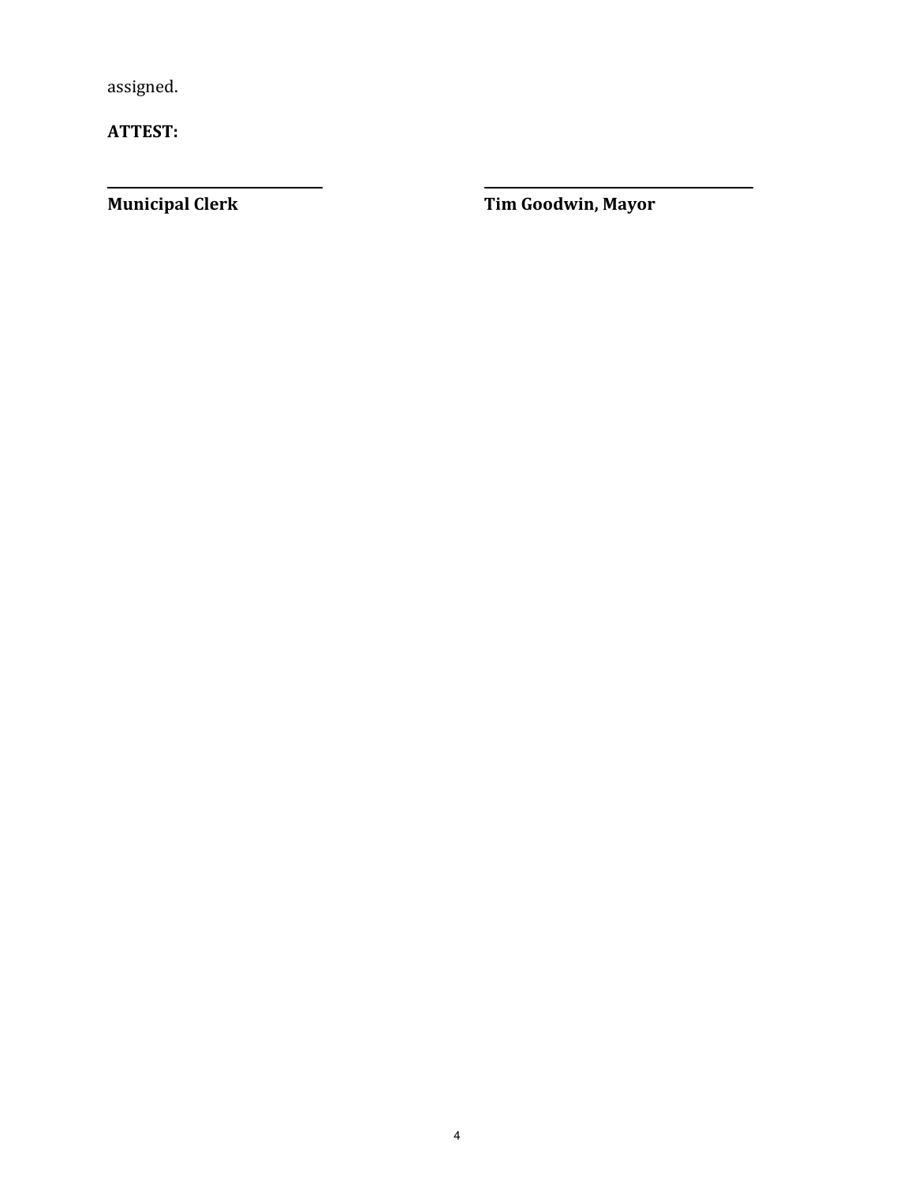assigned.

**ATTEST:**

| ______________________ | ______________________ |
|---|---|
| **Municipal Clerk** | **Tim Goodwin, Mayor** |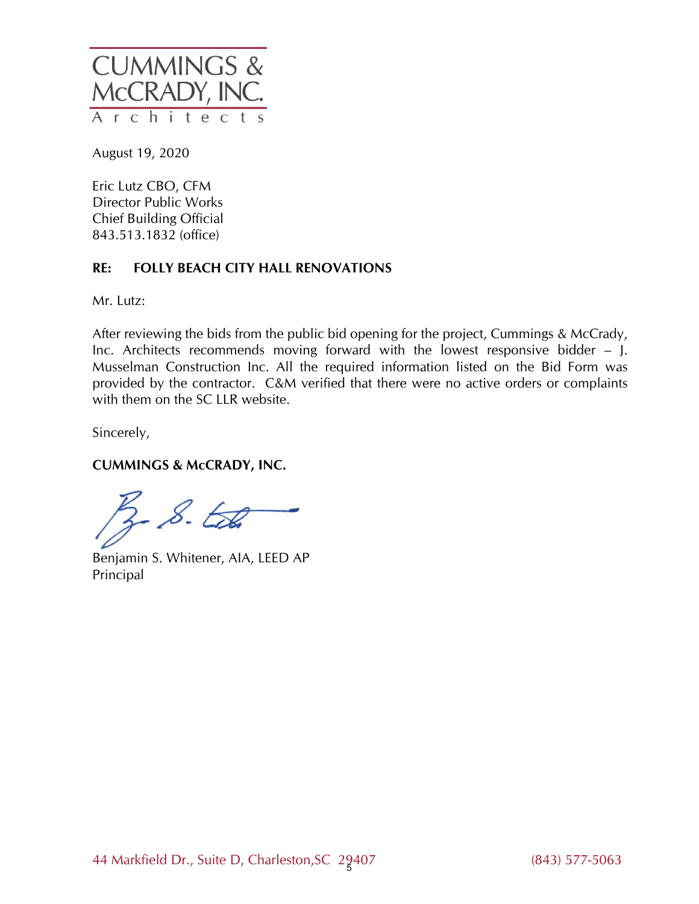CUMMINGS & McCRADY, INC.
Architects

August 19, 2020

Eric Lutz CBO, CFM
Director Public Works
Chief Building Official
843.513.1832 (office)

**RE: FOLLY BEACH CITY HALL RENOVATIONS**

Mr. Lutz:

After reviewing the bids from the public bid opening for the project, Cummings & McCrady, Inc. Architects recommends moving forward with the lowest responsive bidder – J. Musselman Construction Inc. All the required information listed on the Bid Form was provided by the contractor. C&M verified that there were no active orders or complaints with them on the SC LLR website.

Sincerely,

**CUMMINGS & McCRADY, INC.**

Benjamin S. Whitener, AIA, LEED AP
Principal

44 Markfield Dr., Suite D, Charleston,SC 29407 (843) 577-5063